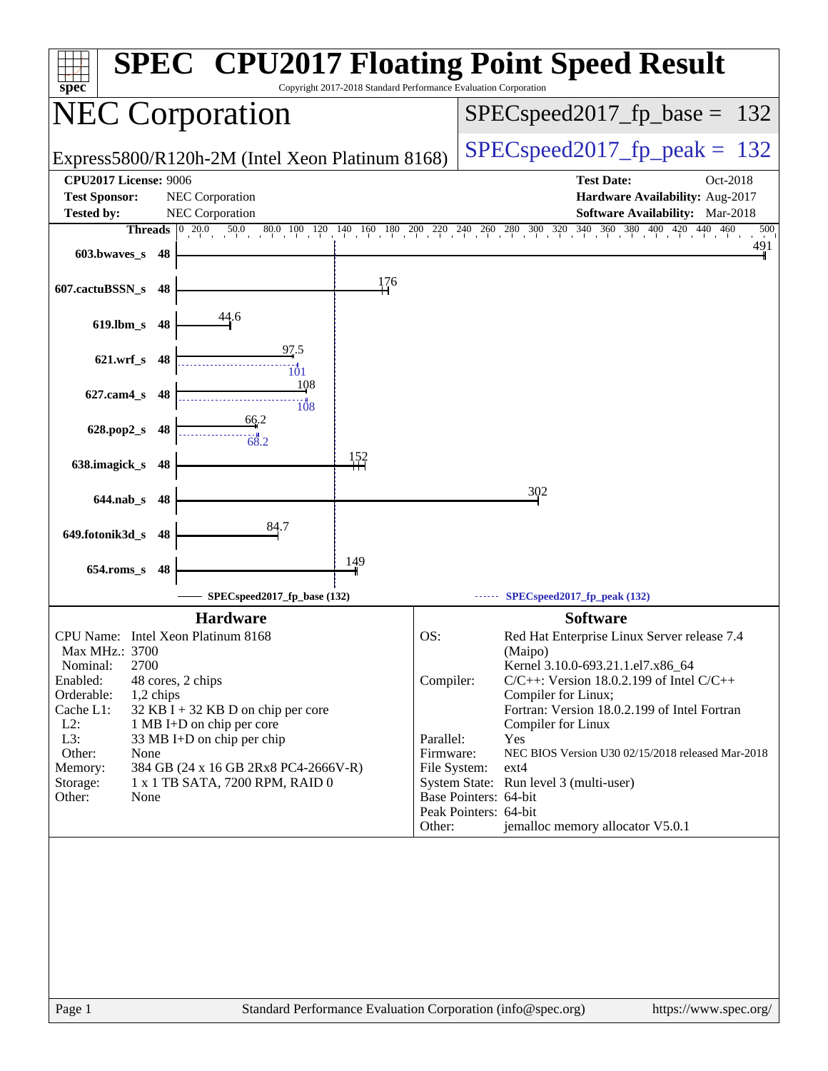# SPEC CPU2017 Floating Point Speed Result

Copyright 2017-2018 Standard Performance Evaluation Corporation

## NEC Corporation

Express5800/R120h-2M (Intel Xeon Platinum 8168)

SPECspeed2017_fp_base = 132

SPECspeed2017_fp_peak = 132

**CPU2017 License:** 9006
**Test Sponsor:** NEC Corporation
**Tested by:** NEC Corporation

**Test Date:** Oct-2018
**Hardware Availability:** Aug-2017
**Software Availability:** Mar-2018

| Benchmark | Threads | Base | Peak |
|---|---|---|---|
| 603.bwaves_s | 48 | 491 | |
| 607.cactuBSSN_s | 48 | 176 | |
| 619.lbm_s | 48 | 44.6 | |
| 621.wrf_s | 48 | 97.5 | 101 |
| 627.cam4_s | 48 | 108 | 108 |
| 628.pop2_s | 48 | 66.2 | 68.2 |
| 638.imagick_s | 48 | 152 | |
| 644.nab_s | 48 | 302 | |
| 649.fotonik3d_s | 48 | 84.7 | |
| 654.roms_s | 48 | 149 | |

SPECspeed2017_fp_base (132)  SPECspeed2017_fp_peak (132)

### Hardware

| | |
|---|---|
| CPU Name: | Intel Xeon Platinum 8168 |
| Max MHz.: | 3700 |
| Nominal: | 2700 |
| Enabled: | 48 cores, 2 chips |
| Orderable: | 1,2 chips |
| Cache L1: | 32 KB I + 32 KB D on chip per core |
| L2: | 1 MB I+D on chip per core |
| L3: | 33 MB I+D on chip per chip |
| Other: | None |
| Memory: | 384 GB (24 x 16 GB 2Rx8 PC4-2666V-R) |
| Storage: | 1 x 1 TB SATA, 7200 RPM, RAID 0 |
| Other: | None |

### Software

| | |
|---|---|
| OS: | Red Hat Enterprise Linux Server release 7.4 (Maipo) Kernel 3.10.0-693.21.1.el7.x86_64 |
| Compiler: | C/C++: Version 18.0.2.199 of Intel C/C++ Compiler for Linux; Fortran: Version 18.0.2.199 of Intel Fortran Compiler for Linux |
| Parallel: | Yes |
| Firmware: | NEC BIOS Version U30 02/15/2018 released Mar-2018 |
| File System: | ext4 |
| System State: | Run level 3 (multi-user) |
| Base Pointers: | 64-bit |
| Peak Pointers: | 64-bit |
| Other: | jemalloc memory allocator V5.0.1 |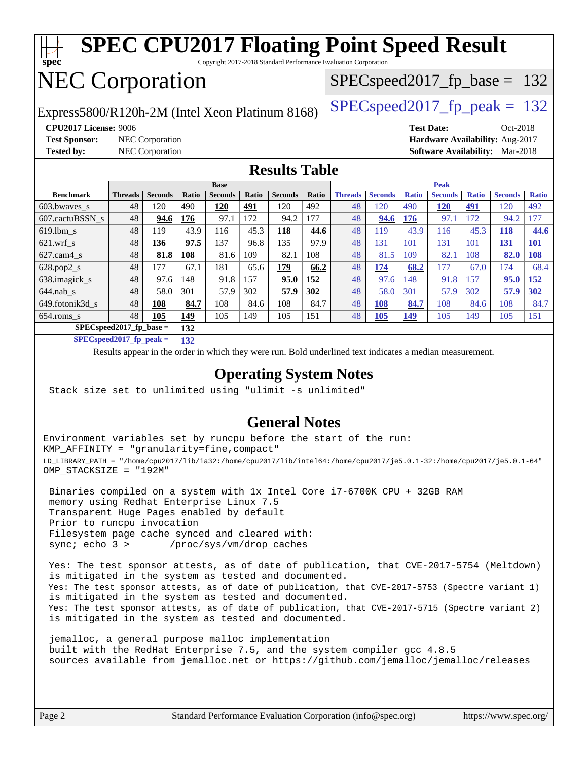# SPEC CPU2017 Floating Point Speed Result

Copyright 2017-2018 Standard Performance Evaluation Corporation

# NEC Corporation

Express5800/R120h-2M (Intel Xeon Platinum 8168)

SPECspeed2017_fp_base = 132

SPECspeed2017_fp_peak = 132

**CPU2017 License:** 9006
**Test Sponsor:** NEC Corporation
**Tested by:** NEC Corporation

**Test Date:** Oct-2018
**Hardware Availability:** Aug-2017
**Software Availability:** Mar-2018

## Results Table

| | Base | | | | | | | Peak | | | | | | |
|---|---|---|---|---|---|---|---|---|---|---|---|---|---|---|
| **Benchmark** | **Threads** | **Seconds** | **Ratio** | **Seconds** | **Ratio** | **Seconds** | **Ratio** | **Threads** | **Seconds** | **Ratio** | **Seconds** | **Ratio** | **Seconds** | **Ratio** |
| 603.bwaves_s | 48 | 120 | 490 | **120** | **491** | 120 | 492 | 48 | 120 | 490 | **120** | **491** | 120 | 492 |
| 607.cactuBSSN_s | 48 | **94.6** | **176** | 97.1 | 172 | 94.2 | 177 | 48 | **94.6** | **176** | 97.1 | 172 | 94.2 | 177 |
| 619.lbm_s | 48 | 119 | 43.9 | 116 | 45.3 | **118** | **44.6** | 48 | 119 | 43.9 | 116 | 45.3 | **118** | **44.6** |
| 621.wrf_s | 48 | **136** | **97.5** | 137 | 96.8 | 135 | 97.9 | 48 | 131 | 101 | 131 | 101 | **131** | **101** |
| 627.cam4_s | 48 | **81.8** | **108** | 81.6 | 109 | 82.1 | 108 | 48 | 81.5 | 109 | 82.1 | 108 | **82.0** | **108** |
| 628.pop2_s | 48 | 177 | 67.1 | 181 | 65.6 | **179** | **66.2** | 48 | **174** | **68.2** | 177 | 67.0 | 174 | 68.4 |
| 638.imagick_s | 48 | 97.6 | 148 | 91.8 | 157 | **95.0** | **152** | 48 | 97.6 | 148 | 91.8 | 157 | **95.0** | **152** |
| 644.nab_s | 48 | 58.0 | 301 | 57.9 | 302 | **57.9** | **302** | 48 | 58.0 | 301 | 57.9 | 302 | **57.9** | **302** |
| 649.fotonik3d_s | 48 | **108** | **84.7** | 108 | 84.6 | 108 | 84.7 | 48 | **108** | **84.7** | 108 | 84.6 | 108 | 84.7 |
| 654.roms_s | 48 | **105** | **149** | 105 | 149 | 105 | 151 | 48 | **105** | **149** | 105 | 149 | 105 | 151 |

**SPECspeed2017_fp_base = 132**

**SPECspeed2017_fp_peak = 132**

Results appear in the order in which they were run. Bold underlined text indicates a median measurement.

## Operating System Notes

```
Stack size set to unlimited using "ulimit -s unlimited"
```

## General Notes

```
Environment variables set by runcpu before the start of the run:
KMP_AFFINITY = "granularity=fine,compact"
LD_LIBRARY_PATH = "/home/cpu2017/lib/ia32:/home/cpu2017/lib/intel64:/home/cpu2017/je5.0.1-32:/home/cpu2017/je5.0.1-64"
OMP_STACKSIZE = "192M"

 Binaries compiled on a system with 1x Intel Core i7-6700K CPU + 32GB RAM
 memory using Redhat Enterprise Linux 7.5
 Transparent Huge Pages enabled by default
 Prior to runcpu invocation
 Filesystem page cache synced and cleared with:
 sync; echo 3 >       /proc/sys/vm/drop_caches

 Yes: The test sponsor attests, as of date of publication, that CVE-2017-5754 (Meltdown)
 is mitigated in the system as tested and documented.
 Yes: The test sponsor attests, as of date of publication, that CVE-2017-5753 (Spectre variant 1)
 is mitigated in the system as tested and documented.
 Yes: The test sponsor attests, as of date of publication, that CVE-2017-5715 (Spectre variant 2)
 is mitigated in the system as tested and documented.

 jemalloc, a general purpose malloc implementation
 built with the RedHat Enterprise 7.5, and the system compiler gcc 4.8.5
 sources available from jemalloc.net or https://github.com/jemalloc/jemalloc/releases
```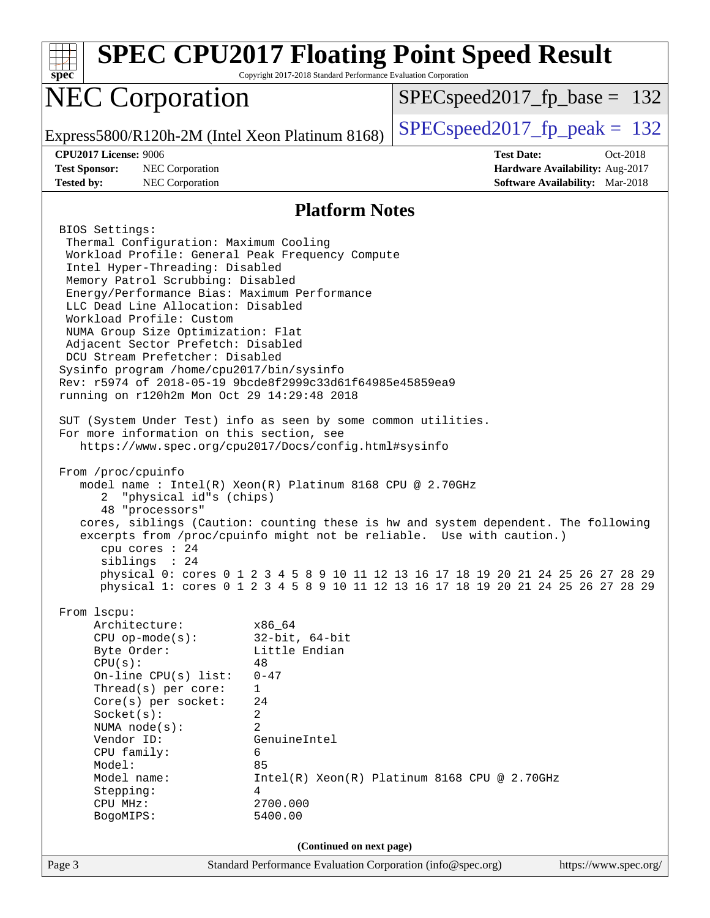## Platform Notes

```
BIOS Settings:
 Thermal Configuration: Maximum Cooling
 Workload Profile: General Peak Frequency Compute
 Intel Hyper-Threading: Disabled
 Memory Patrol Scrubbing: Disabled
 Energy/Performance Bias: Maximum Performance
 LLC Dead Line Allocation: Disabled
 Workload Profile: Custom
 NUMA Group Size Optimization: Flat
 Adjacent Sector Prefetch: Disabled
 DCU Stream Prefetcher: Disabled
Sysinfo program /home/cpu2017/bin/sysinfo
Rev: r5974 of 2018-05-19 9bcde8f2999c33d61f64985e45859ea9
running on r120h2m Mon Oct 29 14:29:48 2018

SUT (System Under Test) info as seen by some common utilities.
For more information on this section, see
   https://www.spec.org/cpu2017/Docs/config.html#sysinfo

From /proc/cpuinfo
   model name : Intel(R) Xeon(R) Platinum 8168 CPU @ 2.70GHz
      2  "physical id"s (chips)
      48 "processors"
   cores, siblings (Caution: counting these is hw and system dependent. The following
   excerpts from /proc/cpuinfo might not be reliable.  Use with caution.)
      cpu cores : 24
      siblings  : 24
      physical 0: cores 0 1 2 3 4 5 8 9 10 11 12 13 16 17 18 19 20 21 24 25 26 27 28 29
      physical 1: cores 0 1 2 3 4 5 8 9 10 11 12 13 16 17 18 19 20 21 24 25 26 27 28 29

From lscpu:
     Architecture:          x86_64
     CPU op-mode(s):        32-bit, 64-bit
     Byte Order:            Little Endian
     CPU(s):                48
     On-line CPU(s) list:   0-47
     Thread(s) per core:    1
     Core(s) per socket:    24
     Socket(s):             2
     NUMA node(s):          2
     Vendor ID:             GenuineIntel
     CPU family:            6
     Model:                 85
     Model name:            Intel(R) Xeon(R) Platinum 8168 CPU @ 2.70GHz
     Stepping:              4
     CPU MHz:               2700.000
     BogoMIPS:              5400.00
```

**(Continued on next page)**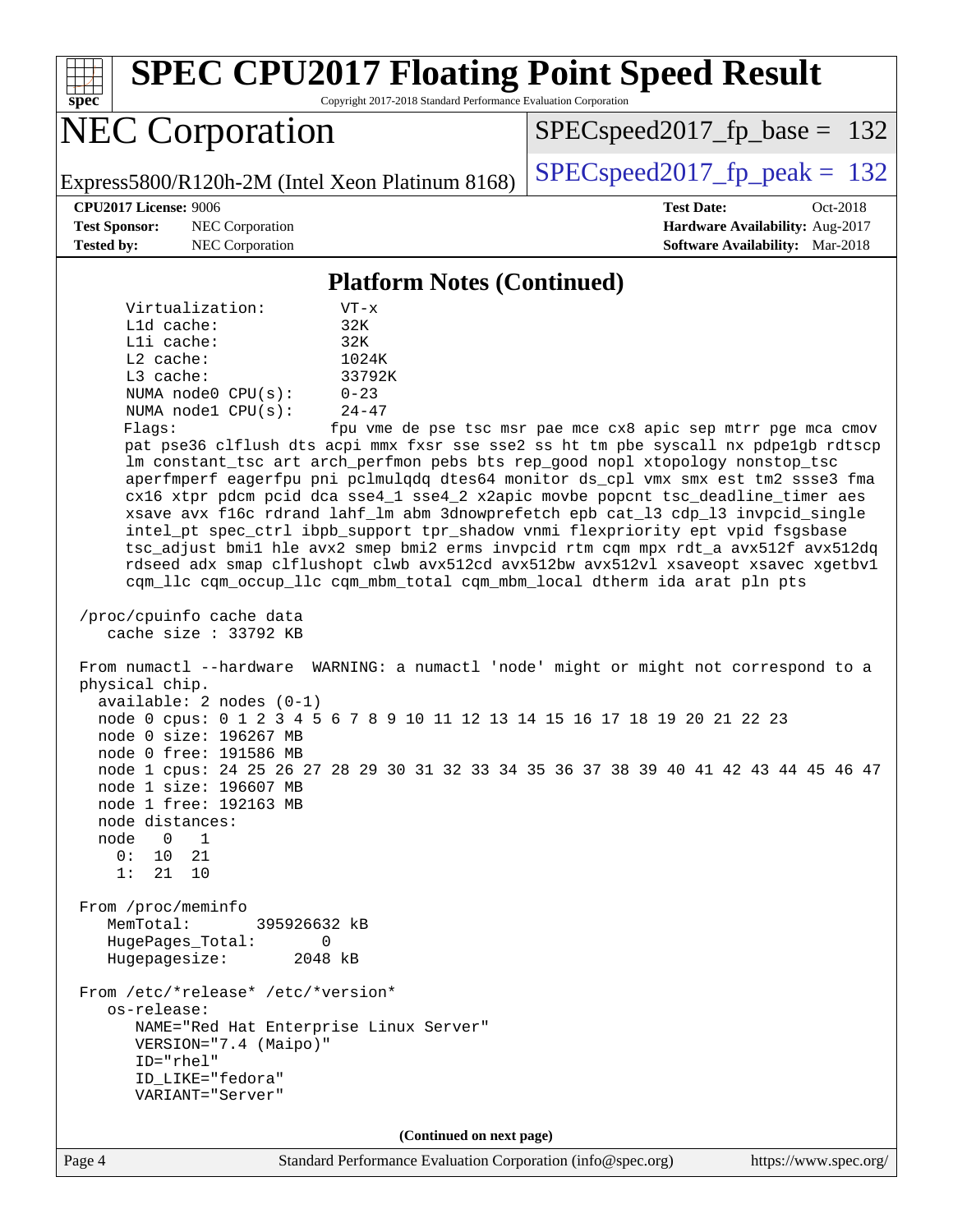# SPEC CPU2017 Floating Point Speed Result

Copyright 2017-2018 Standard Performance Evaluation Corporation

## NEC Corporation

Express5800/R120h-2M (Intel Xeon Platinum 8168)

SPECspeed2017_fp_base = 132

SPECspeed2017_fp_peak = 132

**CPU2017 License:** 9006
**Test Sponsor:** NEC Corporation
**Tested by:** NEC Corporation

**Test Date:** Oct-2018
**Hardware Availability:** Aug-2017
**Software Availability:** Mar-2018

### Platform Notes (Continued)

```
      Virtualization:        VT-x
      L1d cache:             32K
      L1i cache:             32K
      L2 cache:              1024K
      L3 cache:              33792K
      NUMA node0 CPU(s):     0-23
      NUMA node1 CPU(s):     24-47
      Flags:                fpu vme de pse tsc msr pae mce cx8 apic sep mtrr pge mca cmov
      pat pse36 clflush dts acpi mmx fxsr sse sse2 ss ht tm pbe syscall nx pdpe1gb rdtscp
      lm constant_tsc art arch_perfmon pebs bts rep_good nopl xtopology nonstop_tsc
      aperfmperf eagerfpu pni pclmulqdq dtes64 monitor ds_cpl vmx smx est tm2 ssse3 fma
      cx16 xtpr pdcm pcid dca sse4_1 sse4_2 x2apic movbe popcnt tsc_deadline_timer aes
      xsave avx f16c rdrand lahf_lm abm 3dnowprefetch epb cat_l3 cdp_l3 invpcid_single
      intel_pt spec_ctrl ibpb_support tpr_shadow vnmi flexpriority ept vpid fsgsbase
      tsc_adjust bmi1 hle avx2 smep bmi2 erms invpcid rtm cqm mpx rdt_a avx512f avx512dq
      rdseed adx smap clflushopt clwb avx512cd avx512bw avx512vl xsaveopt xsavec xgetbv1
      cqm_llc cqm_occup_llc cqm_mbm_total cqm_mbm_local dtherm ida arat pln pts

 /proc/cpuinfo cache data
    cache size : 33792 KB

 From numactl --hardware  WARNING: a numactl 'node' might or might not correspond to a
 physical chip.
   available: 2 nodes (0-1)
   node 0 cpus: 0 1 2 3 4 5 6 7 8 9 10 11 12 13 14 15 16 17 18 19 20 21 22 23
   node 0 size: 196267 MB
   node 0 free: 191586 MB
   node 1 cpus: 24 25 26 27 28 29 30 31 32 33 34 35 36 37 38 39 40 41 42 43 44 45 46 47
   node 1 size: 196607 MB
   node 1 free: 192163 MB
   node distances:
   node   0   1
     0:  10  21
     1:  21  10

 From /proc/meminfo
    MemTotal:       395926632 kB
    HugePages_Total:       0
    Hugepagesize:       2048 kB

 From /etc/*release* /etc/*version*
    os-release:
       NAME="Red Hat Enterprise Linux Server"
       VERSION="7.4 (Maipo)"
       ID="rhel"
       ID_LIKE="fedora"
       VARIANT="Server"
```

(Continued on next page)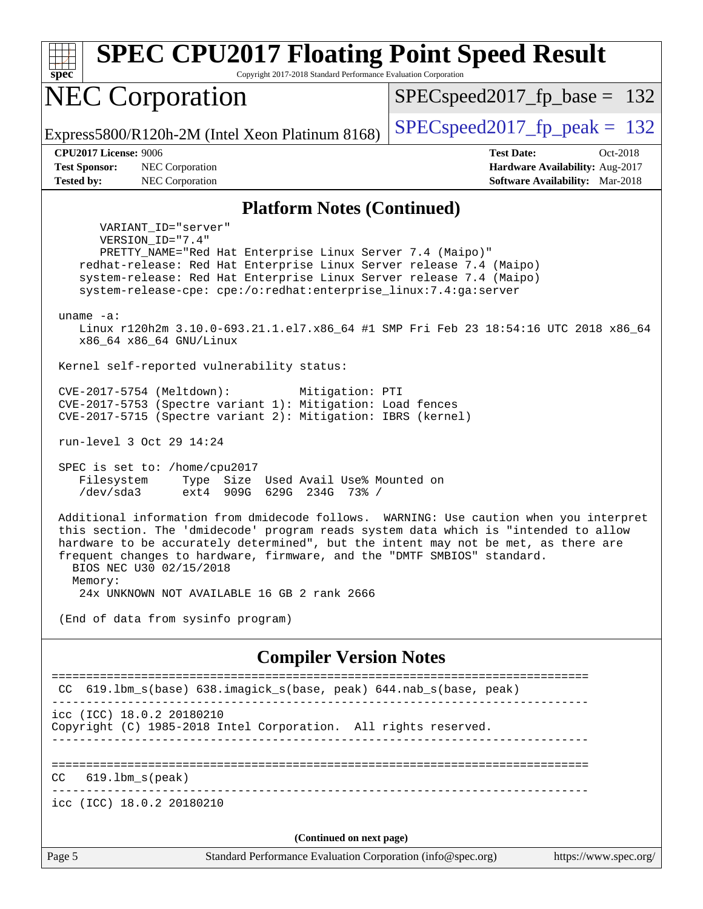# SPEC CPU2017 Floating Point Speed Result

Copyright 2017-2018 Standard Performance Evaluation Corporation

## NEC Corporation

Express5800/R120h-2M (Intel Xeon Platinum 8168)

SPECspeed2017_fp_base = 132

SPECspeed2017_fp_peak = 132

**CPU2017 License:** 9006
**Test Sponsor:** NEC Corporation
**Tested by:** NEC Corporation

**Test Date:** Oct-2018
**Hardware Availability:** Aug-2017
**Software Availability:** Mar-2018

### Platform Notes (Continued)

```
      VARIANT_ID="server"
      VERSION_ID="7.4"
      PRETTY_NAME="Red Hat Enterprise Linux Server 7.4 (Maipo)"
   redhat-release: Red Hat Enterprise Linux Server release 7.4 (Maipo)
   system-release: Red Hat Enterprise Linux Server release 7.4 (Maipo)
   system-release-cpe: cpe:/o:redhat:enterprise_linux:7.4:ga:server

uname -a:
   Linux r120h2m 3.10.0-693.21.1.el7.x86_64 #1 SMP Fri Feb 23 18:54:16 UTC 2018 x86_64
   x86_64 x86_64 GNU/Linux

Kernel self-reported vulnerability status:

CVE-2017-5754 (Meltdown):          Mitigation: PTI
CVE-2017-5753 (Spectre variant 1): Mitigation: Load fences
CVE-2017-5715 (Spectre variant 2): Mitigation: IBRS (kernel)

run-level 3 Oct 29 14:24

SPEC is set to: /home/cpu2017
   Filesystem     Type  Size  Used Avail Use% Mounted on
   /dev/sda3      ext4  909G  629G  234G  73% /

Additional information from dmidecode follows.  WARNING: Use caution when you interpret
this section. The 'dmidecode' program reads system data which is "intended to allow
hardware to be accurately determined", but the intent may not be met, as there are
frequent changes to hardware, firmware, and the "DMTF SMBIOS" standard.
  BIOS NEC U30 02/15/2018
  Memory:
   24x UNKNOWN NOT AVAILABLE 16 GB 2 rank 2666

(End of data from sysinfo program)
```

### Compiler Version Notes

```
==============================================================================
 CC  619.lbm_s(base) 638.imagick_s(base, peak) 644.nab_s(base, peak)
------------------------------------------------------------------------------
icc (ICC) 18.0.2 20180210
Copyright (C) 1985-2018 Intel Corporation.  All rights reserved.
------------------------------------------------------------------------------

==============================================================================
CC   619.lbm_s(peak)
------------------------------------------------------------------------------
icc (ICC) 18.0.2 20180210
```

(Continued on next page)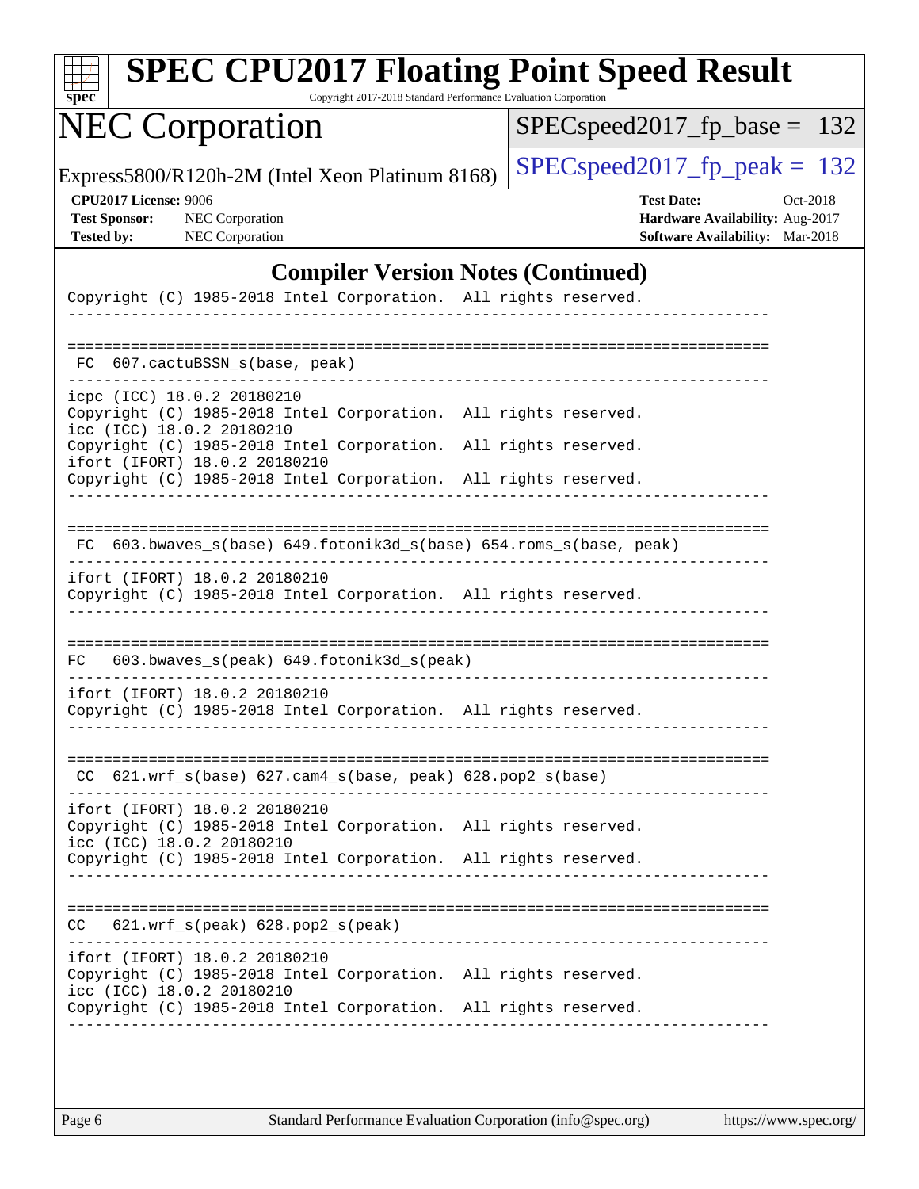## Compiler Version Notes (Continued)

```
Copyright (C) 1985-2018 Intel Corporation.  All rights reserved.
------------------------------------------------------------------------------

==============================================================================
 FC  607.cactuBSSN_s(base, peak)
------------------------------------------------------------------------------
icpc (ICC) 18.0.2 20180210
Copyright (C) 1985-2018 Intel Corporation.  All rights reserved.
icc (ICC) 18.0.2 20180210
Copyright (C) 1985-2018 Intel Corporation.  All rights reserved.
ifort (IFORT) 18.0.2 20180210
Copyright (C) 1985-2018 Intel Corporation.  All rights reserved.
------------------------------------------------------------------------------

==============================================================================
 FC  603.bwaves_s(base) 649.fotonik3d_s(base) 654.roms_s(base, peak)
------------------------------------------------------------------------------
ifort (IFORT) 18.0.2 20180210
Copyright (C) 1985-2018 Intel Corporation.  All rights reserved.
------------------------------------------------------------------------------

==============================================================================
FC   603.bwaves_s(peak) 649.fotonik3d_s(peak)
------------------------------------------------------------------------------
ifort (IFORT) 18.0.2 20180210
Copyright (C) 1985-2018 Intel Corporation.  All rights reserved.
------------------------------------------------------------------------------

==============================================================================
 CC  621.wrf_s(base) 627.cam4_s(base, peak) 628.pop2_s(base)
------------------------------------------------------------------------------
ifort (IFORT) 18.0.2 20180210
Copyright (C) 1985-2018 Intel Corporation.  All rights reserved.
icc (ICC) 18.0.2 20180210
Copyright (C) 1985-2018 Intel Corporation.  All rights reserved.
------------------------------------------------------------------------------

==============================================================================
CC   621.wrf_s(peak) 628.pop2_s(peak)
------------------------------------------------------------------------------
ifort (IFORT) 18.0.2 20180210
Copyright (C) 1985-2018 Intel Corporation.  All rights reserved.
icc (ICC) 18.0.2 20180210
Copyright (C) 1985-2018 Intel Corporation.  All rights reserved.
------------------------------------------------------------------------------
```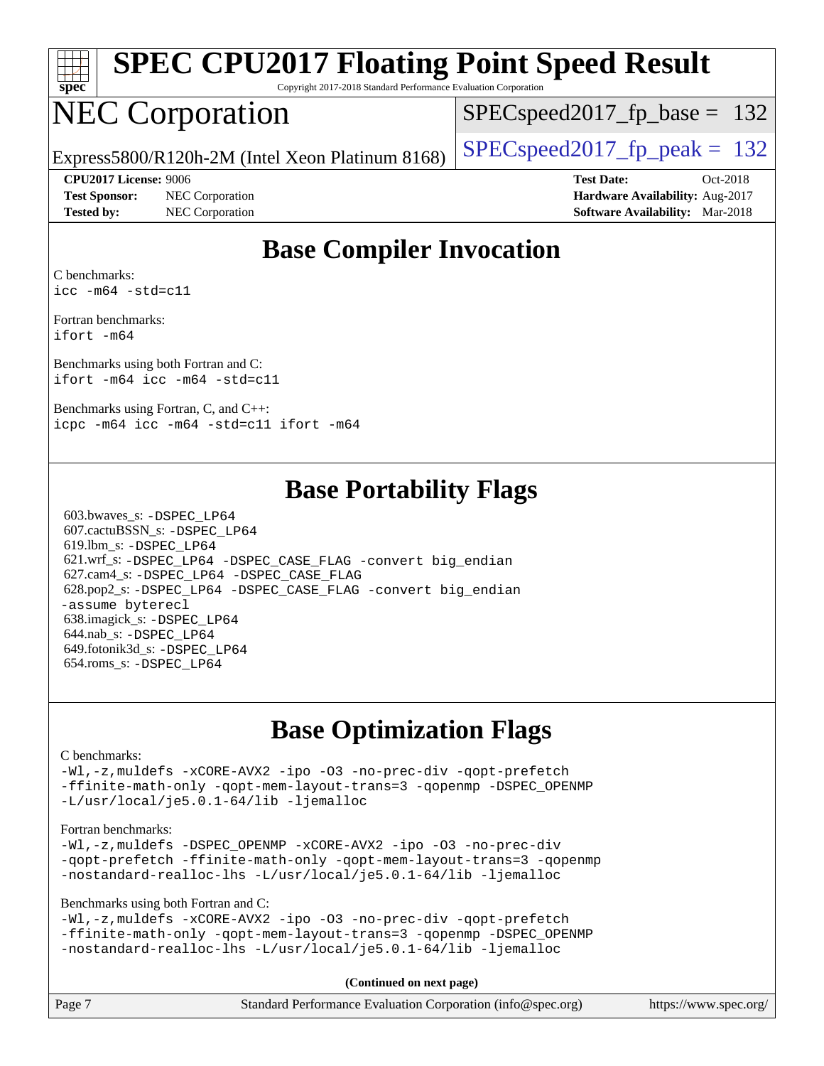# SPEC CPU2017 Floating Point Speed Result

Copyright 2017-2018 Standard Performance Evaluation Corporation

# NEC Corporation

Express5800/R120h-2M (Intel Xeon Platinum 8168)

SPECspeed2017_fp_base = 132

SPECspeed2017_fp_peak = 132

**CPU2017 License:** 9006
**Test Sponsor:** NEC Corporation
**Tested by:** NEC Corporation

**Test Date:** Oct-2018
**Hardware Availability:** Aug-2017
**Software Availability:** Mar-2018

## Base Compiler Invocation

C benchmarks:
`icc -m64 -std=c11`

Fortran benchmarks:
`ifort -m64`

Benchmarks using both Fortran and C:
`ifort -m64 icc -m64 -std=c11`

Benchmarks using Fortran, C, and C++:
`icpc -m64 icc -m64 -std=c11 ifort -m64`

## Base Portability Flags

603.bwaves_s: `-DSPEC_LP64`
607.cactuBSSN_s: `-DSPEC_LP64`
619.lbm_s: `-DSPEC_LP64`
621.wrf_s: `-DSPEC_LP64 -DSPEC_CASE_FLAG -convert big_endian`
627.cam4_s: `-DSPEC_LP64 -DSPEC_CASE_FLAG`
628.pop2_s: `-DSPEC_LP64 -DSPEC_CASE_FLAG -convert big_endian -assume byterecl`
638.imagick_s: `-DSPEC_LP64`
644.nab_s: `-DSPEC_LP64`
649.fotonik3d_s: `-DSPEC_LP64`
654.roms_s: `-DSPEC_LP64`

## Base Optimization Flags

C benchmarks:
`-Wl,-z,muldefs -xCORE-AVX2 -ipo -O3 -no-prec-div -qopt-prefetch -ffinite-math-only -qopt-mem-layout-trans=3 -qopenmp -DSPEC_OPENMP -L/usr/local/je5.0.1-64/lib -ljemalloc`

Fortran benchmarks:
`-Wl,-z,muldefs -DSPEC_OPENMP -xCORE-AVX2 -ipo -O3 -no-prec-div -qopt-prefetch -ffinite-math-only -qopt-mem-layout-trans=3 -qopenmp -nostandard-realloc-lhs -L/usr/local/je5.0.1-64/lib -ljemalloc`

Benchmarks using both Fortran and C:
`-Wl,-z,muldefs -xCORE-AVX2 -ipo -O3 -no-prec-div -qopt-prefetch -ffinite-math-only -qopt-mem-layout-trans=3 -qopenmp -DSPEC_OPENMP -nostandard-realloc-lhs -L/usr/local/je5.0.1-64/lib -ljemalloc`

**(Continued on next page)**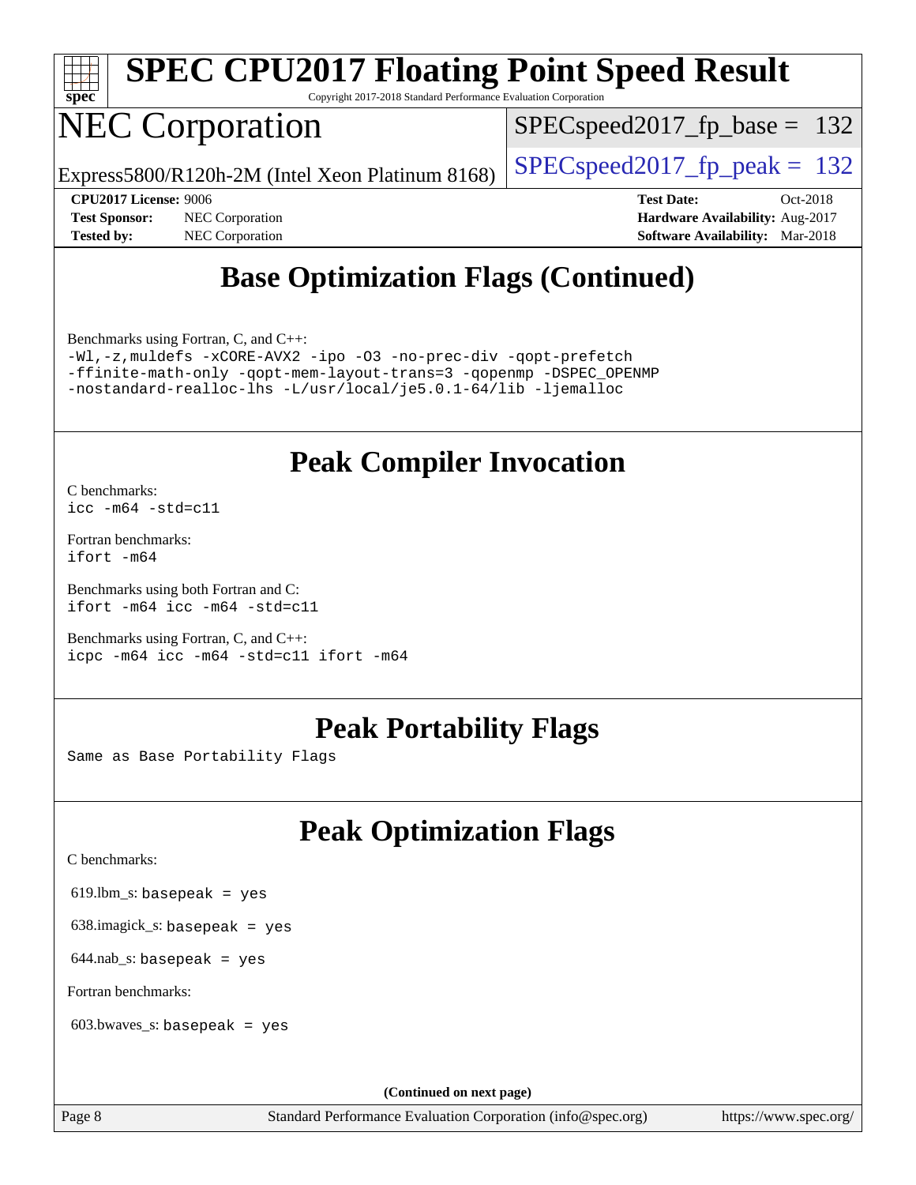## Base Optimization Flags (Continued)

Benchmarks using Fortran, C, and C++:

```
-Wl,-z,muldefs -xCORE-AVX2 -ipo -O3 -no-prec-div -qopt-prefetch
-ffinite-math-only -qopt-mem-layout-trans=3 -qopenmp -DSPEC_OPENMP
-nostandard-realloc-lhs -L/usr/local/je5.0.1-64/lib -ljemalloc
```

## Peak Compiler Invocation

C benchmarks:
```
icc -m64 -std=c11
```

Fortran benchmarks:
```
ifort -m64
```

Benchmarks using both Fortran and C:
```
ifort -m64 icc -m64 -std=c11
```

Benchmarks using Fortran, C, and C++:
```
icpc -m64 icc -m64 -std=c11 ifort -m64
```

## Peak Portability Flags

Same as Base Portability Flags

## Peak Optimization Flags

C benchmarks:

619.lbm_s: `basepeak = yes`

638.imagick_s: `basepeak = yes`

644.nab_s: `basepeak = yes`

Fortran benchmarks:

603.bwaves_s: `basepeak = yes`

(Continued on next page)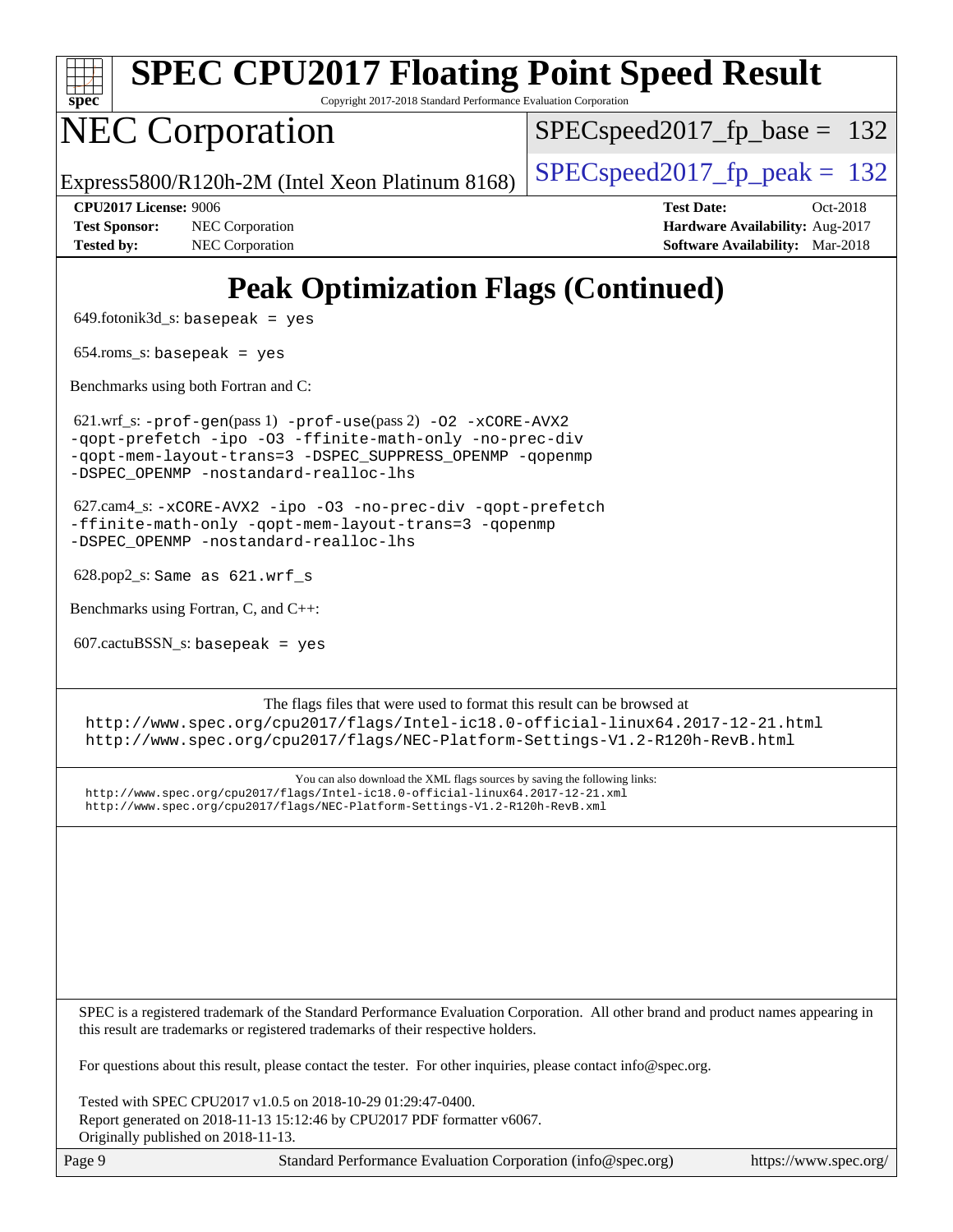# Peak Optimization Flags (Continued)

649.fotonik3d_s: basepeak = yes

654.roms_s: basepeak = yes

Benchmarks using both Fortran and C:

621.wrf_s: -prof-gen(pass 1) -prof-use(pass 2) -O2 -xCORE-AVX2 -qopt-prefetch -ipo -O3 -ffinite-math-only -no-prec-div -qopt-mem-layout-trans=3 -DSPEC_SUPPRESS_OPENMP -qopenmp -DSPEC_OPENMP -nostandard-realloc-lhs

627.cam4_s: -xCORE-AVX2 -ipo -O3 -no-prec-div -qopt-prefetch -ffinite-math-only -qopt-mem-layout-trans=3 -qopenmp -DSPEC_OPENMP -nostandard-realloc-lhs

628.pop2_s: Same as 621.wrf_s

Benchmarks using Fortran, C, and C++:

607.cactuBSSN_s: basepeak = yes

The flags files that were used to format this result can be browsed at
http://www.spec.org/cpu2017/flags/Intel-ic18.0-official-linux64.2017-12-21.html
http://www.spec.org/cpu2017/flags/NEC-Platform-Settings-V1.2-R120h-RevB.html

You can also download the XML flags sources by saving the following links:
http://www.spec.org/cpu2017/flags/Intel-ic18.0-official-linux64.2017-12-21.xml
http://www.spec.org/cpu2017/flags/NEC-Platform-Settings-V1.2-R120h-RevB.xml

SPEC is a registered trademark of the Standard Performance Evaluation Corporation. All other brand and product names appearing in this result are trademarks or registered trademarks of their respective holders.

For questions about this result, please contact the tester. For other inquiries, please contact info@spec.org.

Tested with SPEC CPU2017 v1.0.5 on 2018-10-29 01:29:47-0400.
Report generated on 2018-11-13 15:12:46 by CPU2017 PDF formatter v6067.
Originally published on 2018-11-13.